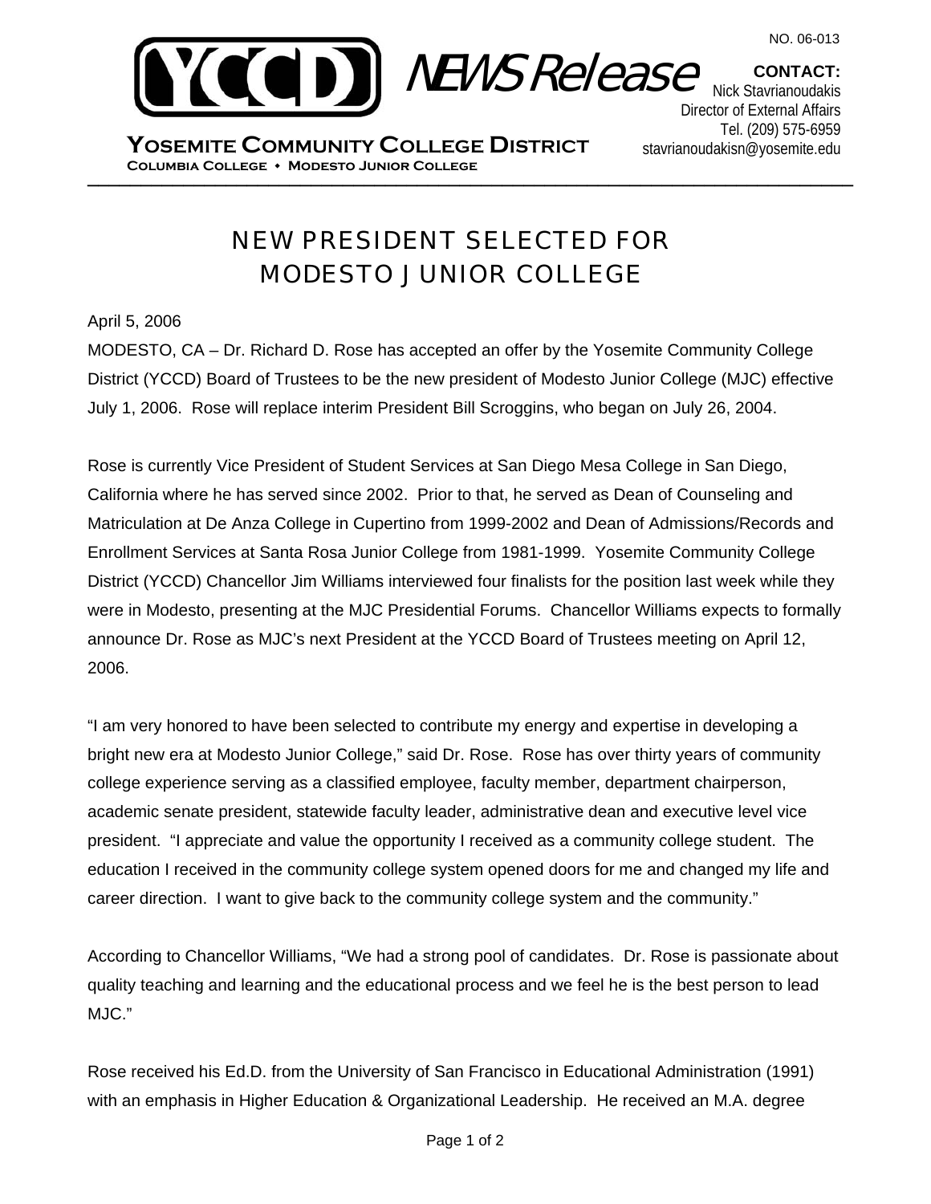NO. 06-013

YCCD NEWS Release

**CONTACT:**
Nick Stavrianoudakis
Director of External Affairs
Tel. (209) 575-6959
stavrianoudakisn@yosemite.edu

**YOSEMITE COMMUNITY COLLEGE DISTRICT**
**COLUMBIA COLLEGE • MODESTO JUNIOR COLLEGE**

# NEW PRESIDENT SELECTED FOR MODESTO JUNIOR COLLEGE

April 5, 2006

MODESTO, CA – Dr. Richard D. Rose has accepted an offer by the Yosemite Community College District (YCCD) Board of Trustees to be the new president of Modesto Junior College (MJC) effective July 1, 2006. Rose will replace interim President Bill Scroggins, who began on July 26, 2004.

Rose is currently Vice President of Student Services at San Diego Mesa College in San Diego, California where he has served since 2002. Prior to that, he served as Dean of Counseling and Matriculation at De Anza College in Cupertino from 1999-2002 and Dean of Admissions/Records and Enrollment Services at Santa Rosa Junior College from 1981-1999. Yosemite Community College District (YCCD) Chancellor Jim Williams interviewed four finalists for the position last week while they were in Modesto, presenting at the MJC Presidential Forums. Chancellor Williams expects to formally announce Dr. Rose as MJC's next President at the YCCD Board of Trustees meeting on April 12, 2006.

"I am very honored to have been selected to contribute my energy and expertise in developing a bright new era at Modesto Junior College," said Dr. Rose. Rose has over thirty years of community college experience serving as a classified employee, faculty member, department chairperson, academic senate president, statewide faculty leader, administrative dean and executive level vice president. "I appreciate and value the opportunity I received as a community college student. The education I received in the community college system opened doors for me and changed my life and career direction. I want to give back to the community college system and the community."

According to Chancellor Williams, "We had a strong pool of candidates. Dr. Rose is passionate about quality teaching and learning and the educational process and we feel he is the best person to lead MJC."

Rose received his Ed.D. from the University of San Francisco in Educational Administration (1991) with an emphasis in Higher Education & Organizational Leadership. He received an M.A. degree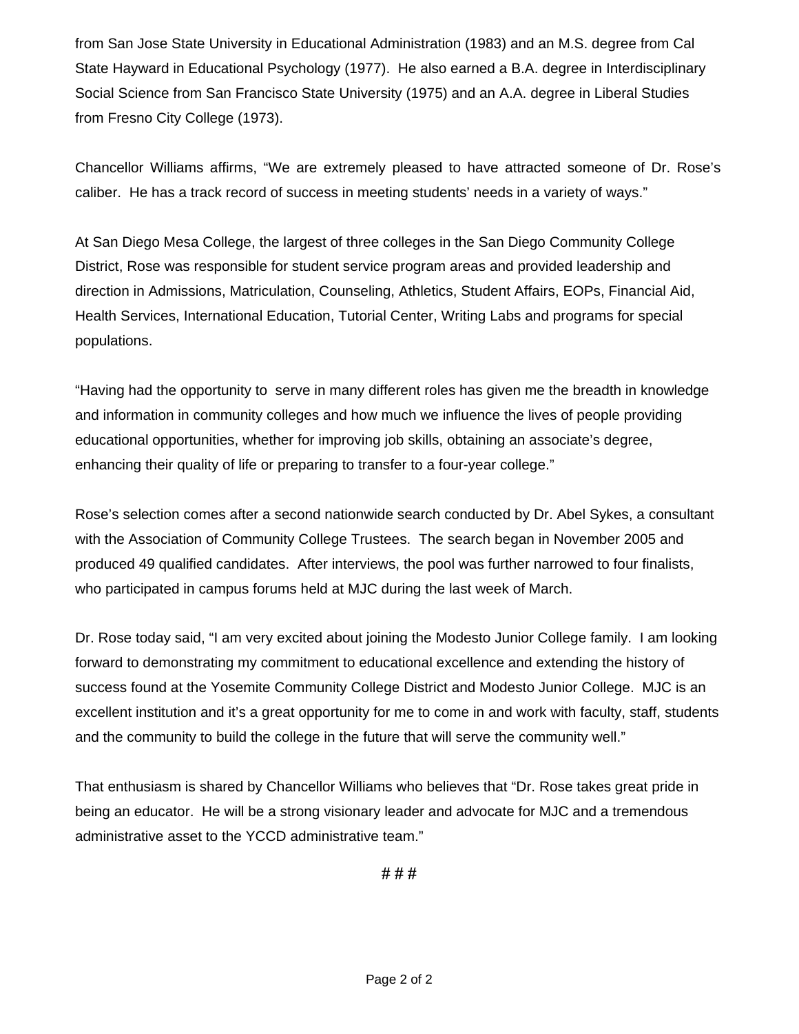from San Jose State University in Educational Administration (1983) and an M.S. degree from Cal State Hayward in Educational Psychology (1977). He also earned a B.A. degree in Interdisciplinary Social Science from San Francisco State University (1975) and an A.A. degree in Liberal Studies from Fresno City College (1973).

Chancellor Williams affirms, "We are extremely pleased to have attracted someone of Dr. Rose's caliber. He has a track record of success in meeting students' needs in a variety of ways."

At San Diego Mesa College, the largest of three colleges in the San Diego Community College District, Rose was responsible for student service program areas and provided leadership and direction in Admissions, Matriculation, Counseling, Athletics, Student Affairs, EOPs, Financial Aid, Health Services, International Education, Tutorial Center, Writing Labs and programs for special populations.

"Having had the opportunity to serve in many different roles has given me the breadth in knowledge and information in community colleges and how much we influence the lives of people providing educational opportunities, whether for improving job skills, obtaining an associate's degree, enhancing their quality of life or preparing to transfer to a four-year college."

Rose's selection comes after a second nationwide search conducted by Dr. Abel Sykes, a consultant with the Association of Community College Trustees. The search began in November 2005 and produced 49 qualified candidates. After interviews, the pool was further narrowed to four finalists, who participated in campus forums held at MJC during the last week of March.

Dr. Rose today said, "I am very excited about joining the Modesto Junior College family. I am looking forward to demonstrating my commitment to educational excellence and extending the history of success found at the Yosemite Community College District and Modesto Junior College. MJC is an excellent institution and it's a great opportunity for me to come in and work with faculty, staff, students and the community to build the college in the future that will serve the community well."

That enthusiasm is shared by Chancellor Williams who believes that "Dr. Rose takes great pride in being an educator. He will be a strong visionary leader and advocate for MJC and a tremendous administrative asset to the YCCD administrative team."

# # #